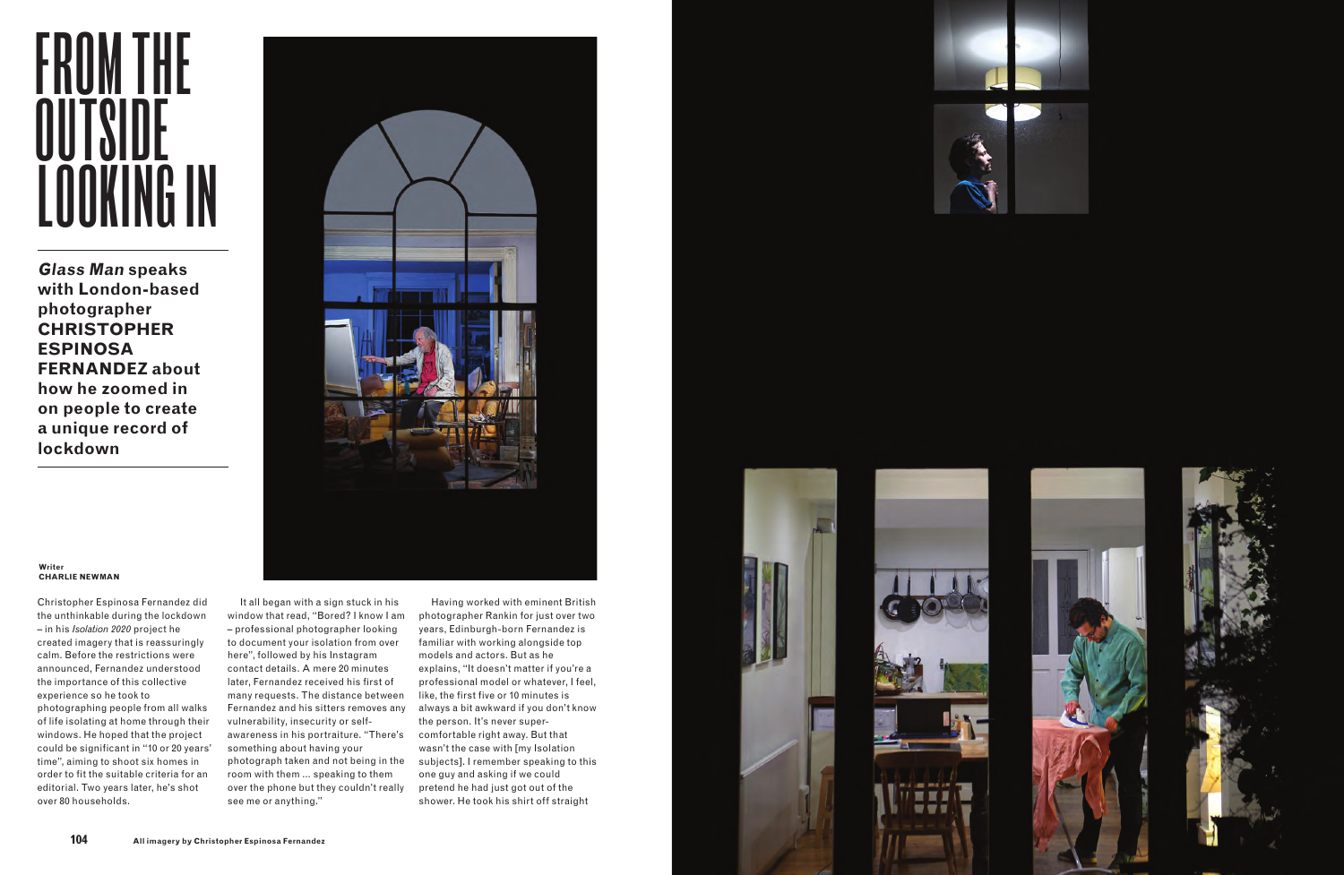# FROM THE OUTSIDE LOOKING IN

***Glass Man* speaks with London-based photographer CHRISTOPHER ESPINOSA FERNANDEZ about how he zoomed in on people to create a unique record of lockdown**

Writer
**CHARLIE NEWMAN**

Christopher Espinosa Fernandez did the unthinkable during the lockdown – in his *Isolation 2020* project he created imagery that is reassuringly calm. Before the restrictions were announced, Fernandez understood the importance of this collective experience so he took to photographing people from all walks of life isolating at home through their windows. He hoped that the project could be significant in "10 or 20 years' time", aiming to shoot six homes in order to fit the suitable criteria for an editorial. Two years later, he's shot over 80 households.

It all began with a sign stuck in his window that read, "Bored? I know I am – professional photographer looking to document your isolation from over here", followed by his Instagram contact details. A mere 20 minutes later, Fernandez received his first of many requests. The distance between Fernandez and his sitters removes any vulnerability, insecurity or self-awareness in his portraiture. "There's something about having your photograph taken and not being in the room with them ... speaking to them over the phone but they couldn't really see me or anything."

Having worked with eminent British photographer Rankin for just over two years, Edinburgh-born Fernandez is familiar with working alongside top models and actors. But as he explains, "It doesn't matter if you're a professional model or whatever, I feel, like, the first five or 10 minutes is always a bit awkward if you don't know the person. It's never super-comfortable right away. But that wasn't the case with [my Isolation subjects]. I remember speaking to this one guy and asking if we could pretend he had just got out of the shower. He took his shirt off straight

All imagery by Christopher Espinosa Fernandez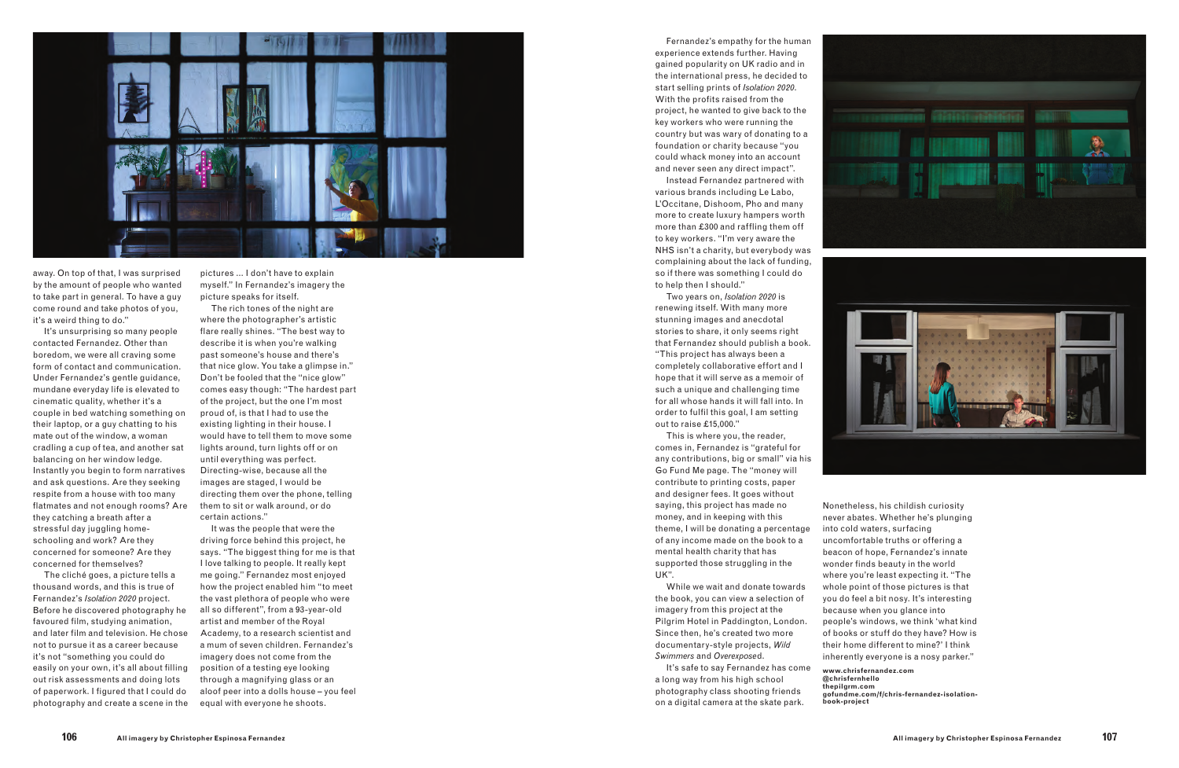away. On top of that, I was surprised by the amount of people who wanted to take part in general. To have a guy come round and take photos of you, it's a weird thing to do."

It's unsurprising so many people contacted Fernandez. Other than boredom, we were all craving some form of contact and communication. Under Fernandez's gentle guidance, mundane everyday life is elevated to cinematic quality, whether it's a couple in bed watching something on their laptop, or a guy chatting to his mate out of the window, a woman cradling a cup of tea, and another sat balancing on her window ledge. Instantly you begin to form narratives and ask questions. Are they seeking respite from a house with too many flatmates and not enough rooms? Are they catching a breath after a stressful day juggling home-schooling and work? Are they concerned for someone? Are they concerned for themselves?

The cliché goes, a picture tells a thousand words, and this is true of Fernandez's *Isolation 2020* project. Before he discovered photography he favoured film, studying animation, and later film and television. He chose not to pursue it as a career because it's not "something you could do easily on your own, it's all about filling out risk assessments and doing lots of paperwork. I figured that I could do photography and create a scene in the pictures … I don't have to explain myself." In Fernandez's imagery the picture speaks for itself.

The rich tones of the night are where the photographer's artistic flare really shines. "The best way to describe it is when you're walking past someone's house and there's that nice glow. You take a glimpse in." Don't be fooled that the "nice glow" comes easy though: "The hardest part of the project, but the one I'm most proud of, is that I had to use the existing lighting in their house. I would have to tell them to move some lights around, turn lights off or on until everything was perfect. Directing-wise, because all the images are staged, I would be directing them over the phone, telling them to sit or walk around, or do certain actions."

It was the people that were the driving force behind this project, he says. "The biggest thing for me is that I love talking to people. It really kept me going." Fernandez most enjoyed how the project enabled him "to meet the vast plethora of people who were all so different", from a 93-year-old artist and member of the Royal Academy, to a research scientist and a mum of seven children. Fernandez's imagery does not come from the position of a testing eye looking through a magnifying glass or an aloof peer into a dolls house – you feel equal with everyone he shoots.

Fernandez's empathy for the human experience extends further. Having gained popularity on UK radio and in the international press, he decided to start selling prints of *Isolation 2020*. With the profits raised from the project, he wanted to give back to the key workers who were running the country but was wary of donating to a foundation or charity because "you could whack money into an account and never seen any direct impact".

Instead Fernandez partnered with various brands including Le Labo, L'Occitane, Dishoom, Pho and many more to create luxury hampers worth more than £300 and raffling them off to key workers. "I'm very aware the NHS isn't a charity, but everybody was complaining about the lack of funding, so if there was something I could do to help then I should."

Two years on, *Isolation 2020* is renewing itself. With many more stunning images and anecdotal stories to share, it only seems right that Fernandez should publish a book. "This project has always been a completely collaborative effort and I hope that it will serve as a memoir of such a unique and challenging time for all whose hands it will fall into. In order to fulfil this goal, I am setting out to raise £15,000."

This is where you, the reader, comes in, Fernandez is "grateful for any contributions, big or small" via his Go Fund Me page. The "money will contribute to printing costs, paper and designer fees. It goes without saying, this project has made no money, and in keeping with this theme, I will be donating a percentage of any income made on the book to a mental health charity that has supported those struggling in the UK".

While we wait and donate towards the book, you can view a selection of imagery from this project at the Pilgrim Hotel in Paddington, London. Since then, he's created two more documentary-style projects, *Wild Swimmers* and *Overexposed*.

It's safe to say Fernandez has come a long way from his high school photography class shooting friends on a digital camera at the skate park. Nonetheless, his childish curiosity never abates. Whether he's plunging into cold waters, surfacing uncomfortable truths or offering a beacon of hope, Fernandez's innate wonder finds beauty in the world where you're least expecting it. "The whole point of those pictures is that you do feel a bit nosy. It's interesting because when you glance into people's windows, we think 'what kind of books or stuff do they have? How is their home different to mine?' I think inherently everyone is a nosy parker."

**www.chrisfernandez.com**
**@chrisfernhello**
**thepilgrm.com**
**gofundme.com/f/chris-fernandez-isolation-book-project**

All imagery by Christopher Espinosa Fernandez